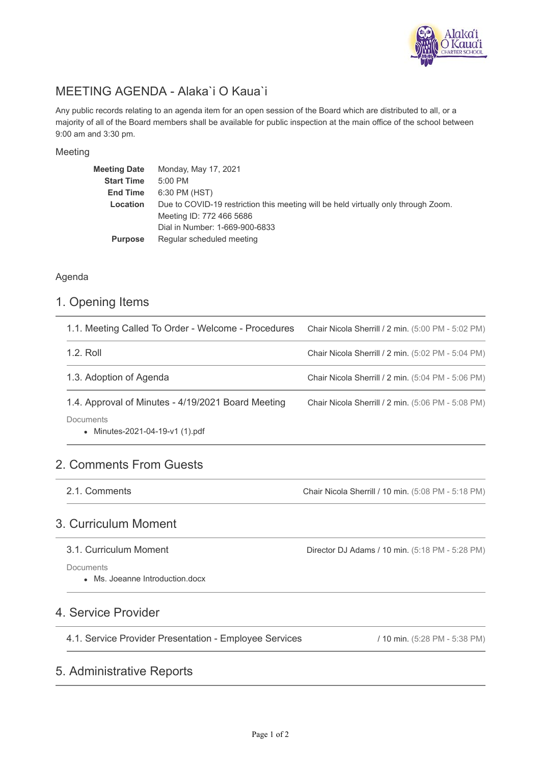# MEETING AGENDA - Alaka`i O Kaua`i

Any public records relating to an agenda item for an open session of the Board which are distributed to all, or a majority of all of the Board members shall be available for public inspection at the main office of the school between 9:00 am and 3:30 pm.

## Meeting

| | |
|---|---|
| **Meeting Date** | Monday, May 17, 2021 |
| **Start Time** | 5:00 PM |
| **End Time** | 6:30 PM (HST) |
| **Location** | Due to COVID-19 restriction this meeting will be held virtually only through Zoom.<br>Meeting ID: 772 466 5686<br>Dial in Number: 1-669-900-6833 |
| **Purpose** | Regular scheduled meeting |

## Agenda

## 1. Opening Items

### 1.1. Meeting Called To Order - Welcome - Procedures

Chair Nicola Sherrill / 2 min. (5:00 PM - 5:02 PM)

### 1.2. Roll

Chair Nicola Sherrill / 2 min. (5:02 PM - 5:04 PM)

### 1.3. Adoption of Agenda

Chair Nicola Sherrill / 2 min. (5:04 PM - 5:06 PM)

### 1.4. Approval of Minutes - 4/19/2021 Board Meeting

Chair Nicola Sherrill / 2 min. (5:06 PM - 5:08 PM)

Documents

- Minutes-2021-04-19-v1 (1).pdf

## 2. Comments From Guests

### 2.1. Comments

Chair Nicola Sherrill / 10 min. (5:08 PM - 5:18 PM)

## 3. Curriculum Moment

### 3.1. Curriculum Moment

Director DJ Adams / 10 min. (5:18 PM - 5:28 PM)

Documents

- Ms. Joeanne Introduction.docx

## 4. Service Provider

### 4.1. Service Provider Presentation - Employee Services

/ 10 min. (5:28 PM - 5:38 PM)

## 5. Administrative Reports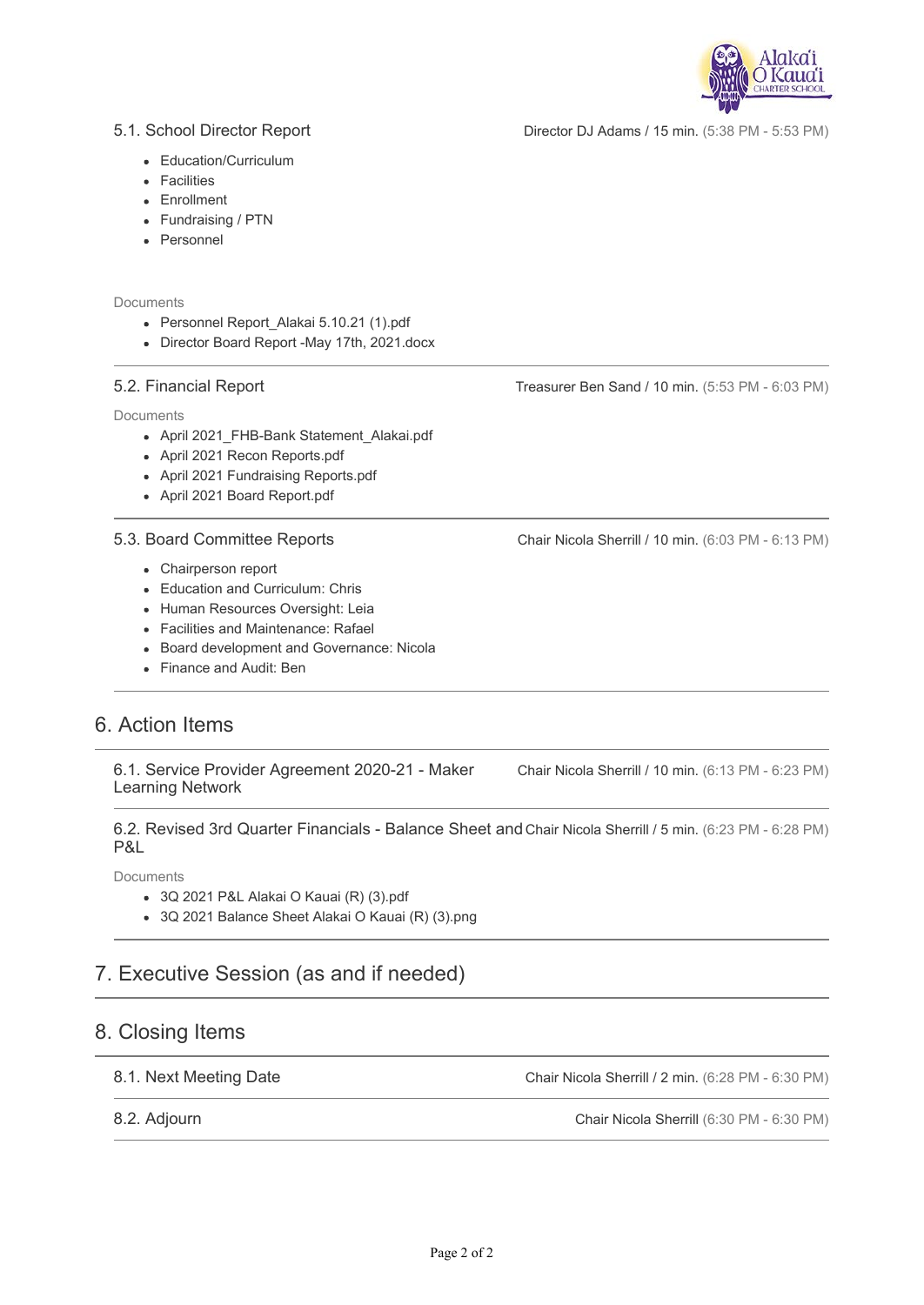### 5.1. School Director Report

Director DJ Adams / 15 min. (5:38 PM - 5:53 PM)

- Education/Curriculum
- Facilities
- Enrollment
- Fundraising / PTN
- Personnel

Documents

- Personnel Report_Alakai 5.10.21 (1).pdf
- Director Board Report -May 17th, 2021.docx

### 5.2. Financial Report

Treasurer Ben Sand / 10 min. (5:53 PM - 6:03 PM)

Documents

- April 2021_FHB-Bank Statement_Alakai.pdf
- April 2021 Recon Reports.pdf
- April 2021 Fundraising Reports.pdf
- April 2021 Board Report.pdf

### 5.3. Board Committee Reports

Chair Nicola Sherrill / 10 min. (6:03 PM - 6:13 PM)

- Chairperson report
- Education and Curriculum: Chris
- Human Resources Oversight: Leia
- Facilities and Maintenance: Rafael
- Board development and Governance: Nicola
- Finance and Audit: Ben

## 6. Action Items

### 6.1. Service Provider Agreement 2020-21 - Maker Learning Network

Chair Nicola Sherrill / 10 min. (6:13 PM - 6:23 PM)

### 6.2. Revised 3rd Quarter Financials - Balance Sheet and P&L

Chair Nicola Sherrill / 5 min. (6:23 PM - 6:28 PM)

Documents

- 3Q 2021 P&L Alakai O Kauai (R) (3).pdf
- 3Q 2021 Balance Sheet Alakai O Kauai (R) (3).png

## 7. Executive Session (as and if needed)

## 8. Closing Items

### 8.1. Next Meeting Date

Chair Nicola Sherrill / 2 min. (6:28 PM - 6:30 PM)

### 8.2. Adjourn

Chair Nicola Sherrill (6:30 PM - 6:30 PM)